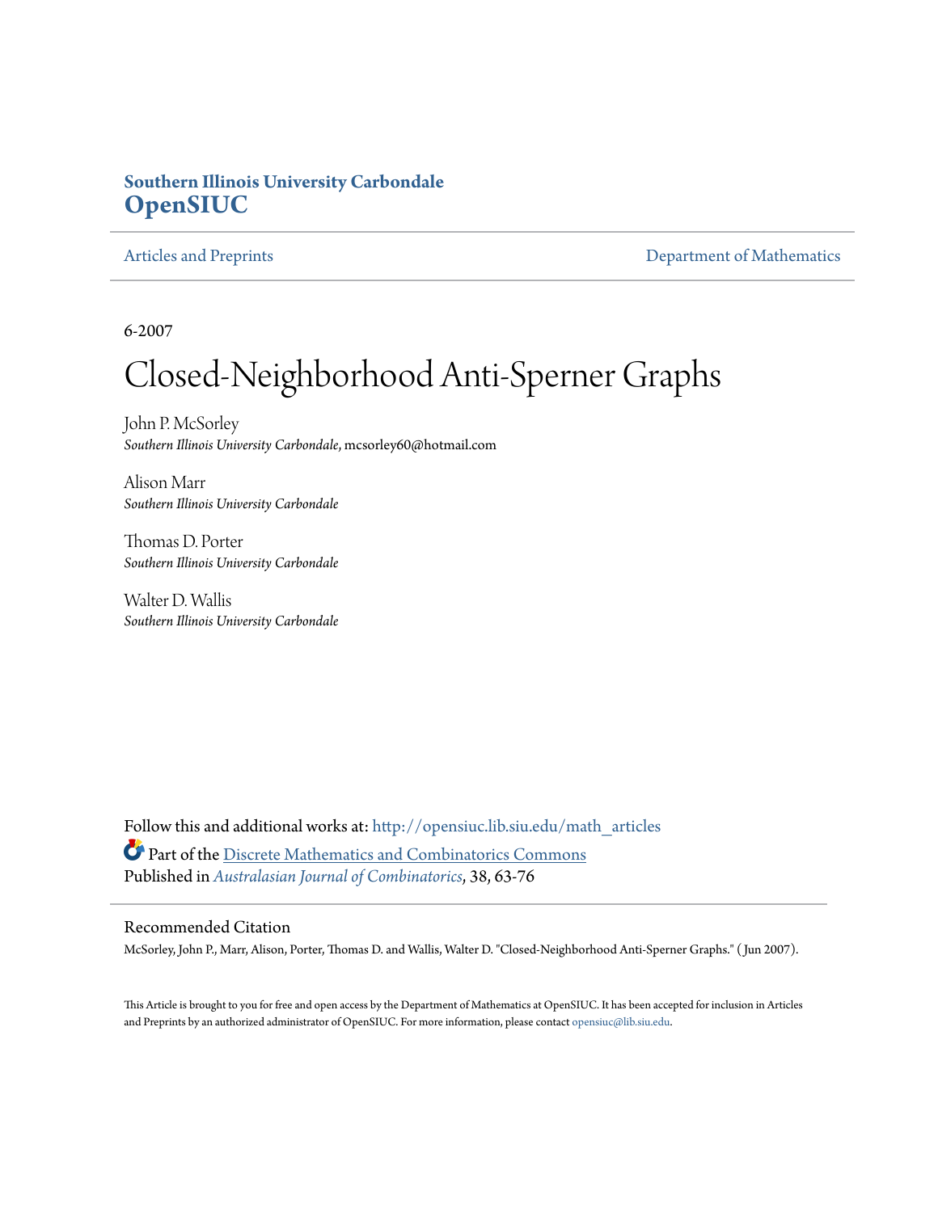**Southern Illinois University Carbondale**
**OpenSIUC**

Articles and Preprints | Department of Mathematics

6-2007

# Closed-Neighborhood Anti-Sperner Graphs

John P. McSorley
*Southern Illinois University Carbondale*, mcsorley60@hotmail.com

Alison Marr
*Southern Illinois University Carbondale*

Thomas D. Porter
*Southern Illinois University Carbondale*

Walter D. Wallis
*Southern Illinois University Carbondale*

Follow this and additional works at: http://opensiuc.lib.siu.edu/math_articles

Part of the Discrete Mathematics and Combinatorics Commons

Published in *Australasian Journal of Combinatorics*, 38, 63-76

## Recommended Citation

McSorley, John P., Marr, Alison, Porter, Thomas D. and Wallis, Walter D. "Closed-Neighborhood Anti-Sperner Graphs." ( Jun 2007).

This Article is brought to you for free and open access by the Department of Mathematics at OpenSIUC. It has been accepted for inclusion in Articles and Preprints by an authorized administrator of OpenSIUC. For more information, please contact opensiuc@lib.siu.edu.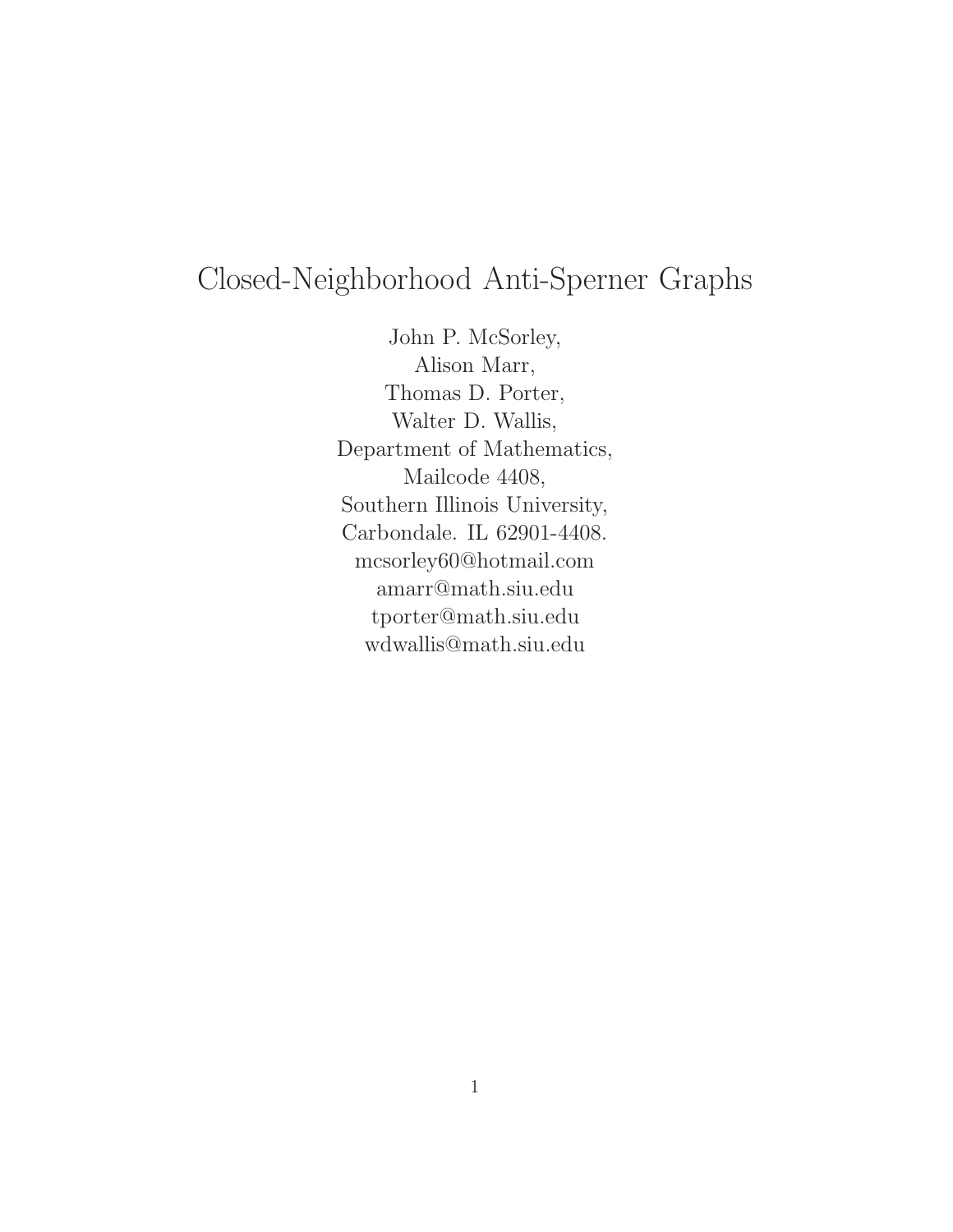# Closed-Neighborhood Anti-Sperner Graphs

John P. McSorley,
Alison Marr,
Thomas D. Porter,
Walter D. Wallis,
Department of Mathematics,
Mailcode 4408,
Southern Illinois University,
Carbondale. IL 62901-4408.
mcsorley60@hotmail.com
amarr@math.siu.edu
tporter@math.siu.edu
wdwallis@math.siu.edu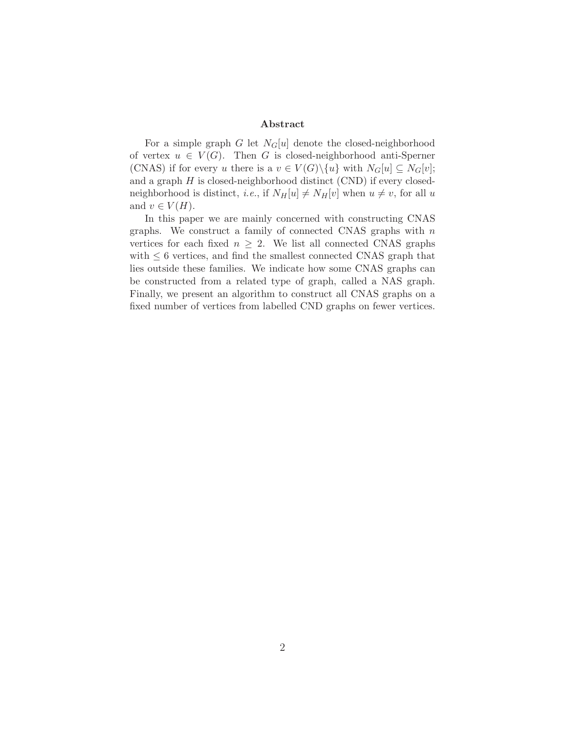## Abstract

For a simple graph $G$ let $N_G[u]$ denote the closed-neighborhood of vertex $u \in V(G)$. Then $G$ is closed-neighborhood anti-Sperner (CNAS) if for every $u$ there is a $v \in V(G) \backslash \{u\}$ with $N_G[u] \subseteq N_G[v]$; and a graph $H$ is closed-neighborhood distinct (CND) if every closed-neighborhood is distinct, *i.e.*, if $N_H[u] \neq N_H[v]$ when $u \neq v$, for all $u$ and $v \in V(H)$.

In this paper we are mainly concerned with constructing CNAS graphs. We construct a family of connected CNAS graphs with $n$ vertices for each fixed $n \geq 2$. We list all connected CNAS graphs with $\leq 6$ vertices, and find the smallest connected CNAS graph that lies outside these families. We indicate how some CNAS graphs can be constructed from a related type of graph, called a NAS graph. Finally, we present an algorithm to construct all CNAS graphs on a fixed number of vertices from labelled CND graphs on fewer vertices.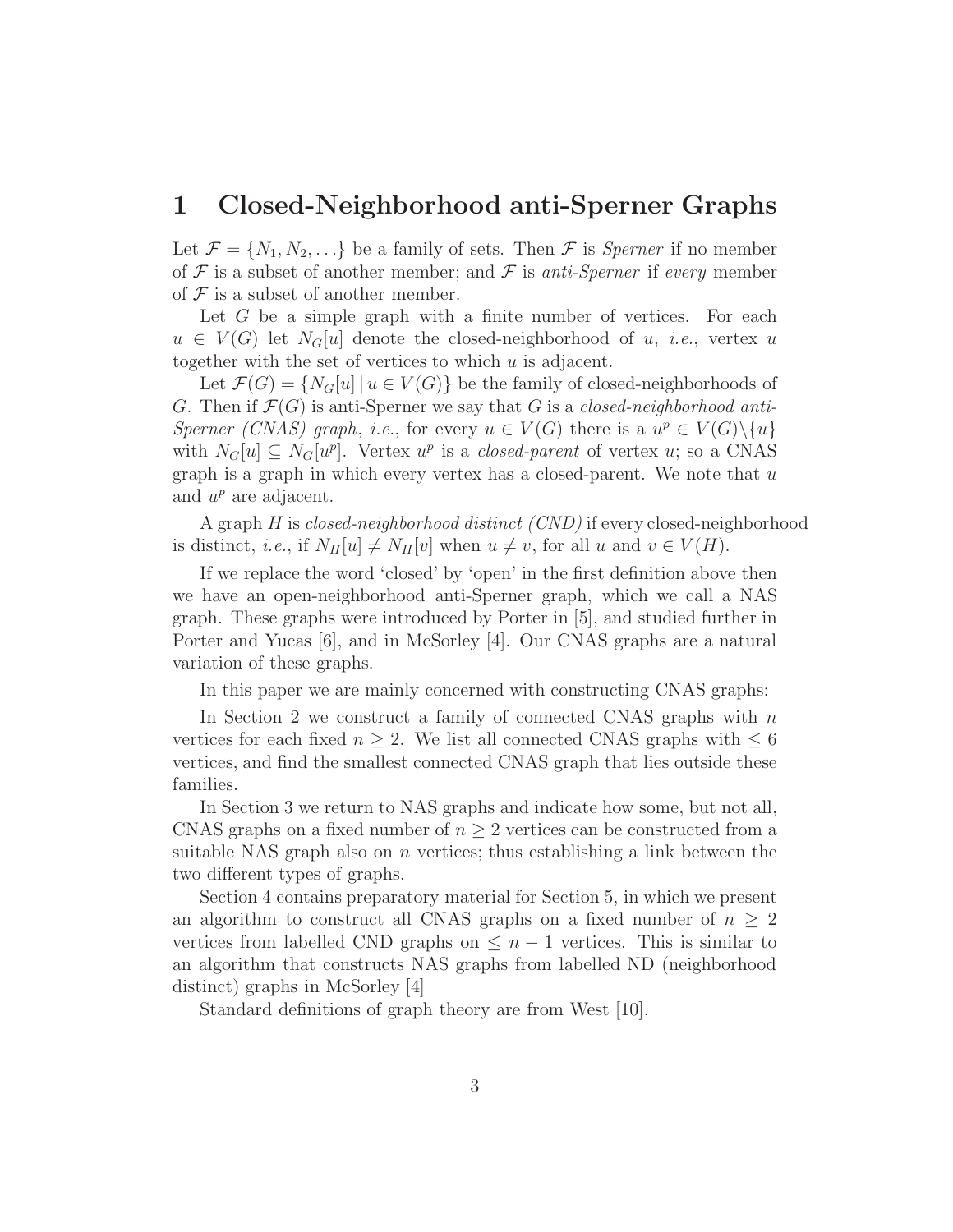# 1 Closed-Neighborhood anti-Sperner Graphs

Let $\mathcal{F} = \{N_1, N_2, \ldots\}$ be a family of sets. Then $\mathcal{F}$ is *Sperner* if no member of $\mathcal{F}$ is a subset of another member; and $\mathcal{F}$ is *anti-Sperner* if *every* member of $\mathcal{F}$ is a subset of another member.

Let $G$ be a simple graph with a finite number of vertices. For each $u \in V(G)$ let $N_G[u]$ denote the closed-neighborhood of $u$, *i.e.*, vertex $u$ together with the set of vertices to which $u$ is adjacent.

Let $\mathcal{F}(G) = \{N_G[u] \,|\, u \in V(G)\}$ be the family of closed-neighborhoods of $G$. Then if $\mathcal{F}(G)$ is anti-Sperner we say that $G$ is a *closed-neighborhood anti-Sperner (CNAS) graph*, *i.e.*, for every $u \in V(G)$ there is a $u^p \in V(G)\backslash\{u\}$ with $N_G[u] \subseteq N_G[u^p]$. Vertex $u^p$ is a *closed-parent* of vertex $u$; so a CNAS graph is a graph in which every vertex has a closed-parent. We note that $u$ and $u^p$ are adjacent.

A graph $H$ is *closed-neighborhood distinct (CND)* if every closed-neighborhood is distinct, *i.e.*, if $N_H[u] \neq N_H[v]$ when $u \neq v$, for all $u$ and $v \in V(H)$.

If we replace the word 'closed' by 'open' in the first definition above then we have an open-neighborhood anti-Sperner graph, which we call a NAS graph. These graphs were introduced by Porter in [5], and studied further in Porter and Yucas [6], and in McSorley [4]. Our CNAS graphs are a natural variation of these graphs.

In this paper we are mainly concerned with constructing CNAS graphs:

In Section 2 we construct a family of connected CNAS graphs with $n$ vertices for each fixed $n \geq 2$. We list all connected CNAS graphs with $\leq 6$ vertices, and find the smallest connected CNAS graph that lies outside these families.

In Section 3 we return to NAS graphs and indicate how some, but not all, CNAS graphs on a fixed number of $n \geq 2$ vertices can be constructed from a suitable NAS graph also on $n$ vertices; thus establishing a link between the two different types of graphs.

Section 4 contains preparatory material for Section 5, in which we present an algorithm to construct all CNAS graphs on a fixed number of $n \geq 2$ vertices from labelled CND graphs on $\leq n-1$ vertices. This is similar to an algorithm that constructs NAS graphs from labelled ND (neighborhood distinct) graphs in McSorley [4]

Standard definitions of graph theory are from West [10].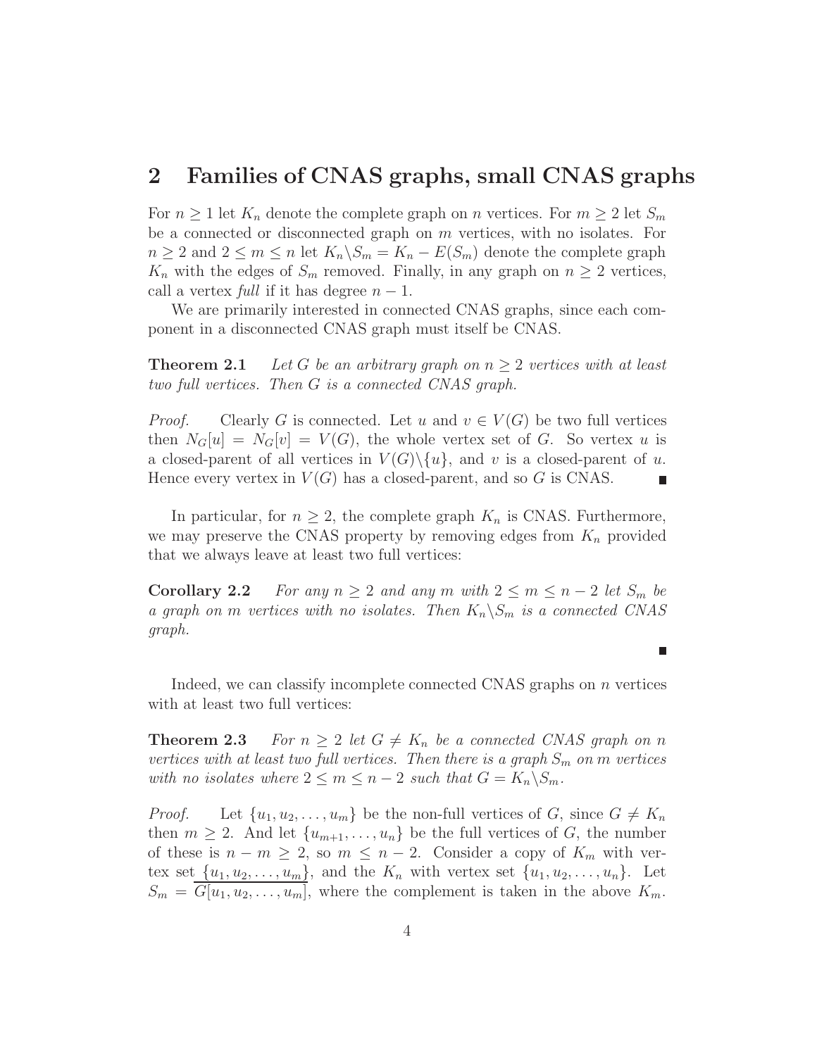## 2 Families of CNAS graphs, small CNAS graphs

For $n \geq 1$ let $K_n$ denote the complete graph on $n$ vertices. For $m \geq 2$ let $S_m$ be a connected or disconnected graph on $m$ vertices, with no isolates. For $n \geq 2$ and $2 \leq m \leq n$ let $K_n \backslash S_m = K_n - E(S_m)$ denote the complete graph $K_n$ with the edges of $S_m$ removed. Finally, in any graph on $n \geq 2$ vertices, call a vertex *full* if it has degree $n - 1$.

We are primarily interested in connected CNAS graphs, since each component in a disconnected CNAS graph must itself be CNAS.

**Theorem 2.1** *Let $G$ be an arbitrary graph on $n \geq 2$ vertices with at least two full vertices. Then $G$ is a connected CNAS graph.*

*Proof.* Clearly $G$ is connected. Let $u$ and $v \in V(G)$ be two full vertices then $N_G[u] = N_G[v] = V(G)$, the whole vertex set of $G$. So vertex $u$ is a closed-parent of all vertices in $V(G)\backslash\{u\}$, and $v$ is a closed-parent of $u$. Hence every vertex in $V(G)$ has a closed-parent, and so $G$ is CNAS. ∎

In particular, for $n \geq 2$, the complete graph $K_n$ is CNAS. Furthermore, we may preserve the CNAS property by removing edges from $K_n$ provided that we always leave at least two full vertices:

**Corollary 2.2** *For any $n \geq 2$ and any $m$ with $2 \leq m \leq n - 2$ let $S_m$ be a graph on $m$ vertices with no isolates. Then $K_n \backslash S_m$ is a connected CNAS graph.*

∎

Indeed, we can classify incomplete connected CNAS graphs on $n$ vertices with at least two full vertices:

**Theorem 2.3** *For $n \geq 2$ let $G \neq K_n$ be a connected CNAS graph on $n$ vertices with at least two full vertices. Then there is a graph $S_m$ on $m$ vertices with no isolates where $2 \leq m \leq n - 2$ such that $G = K_n \backslash S_m$.*

*Proof.* Let $\{u_1, u_2, \ldots, u_m\}$ be the non-full vertices of $G$, since $G \neq K_n$ then $m \geq 2$. And let $\{u_{m+1}, \ldots, u_n\}$ be the full vertices of $G$, the number of these is $n - m \geq 2$, so $m \leq n - 2$. Consider a copy of $K_m$ with vertex set $\{u_1, u_2, \ldots, u_m\}$, and the $K_n$ with vertex set $\{u_1, u_2, \ldots, u_n\}$. Let $S_m = \overline{G[u_1, u_2, \ldots, u_m]}$, where the complement is taken in the above $K_m$.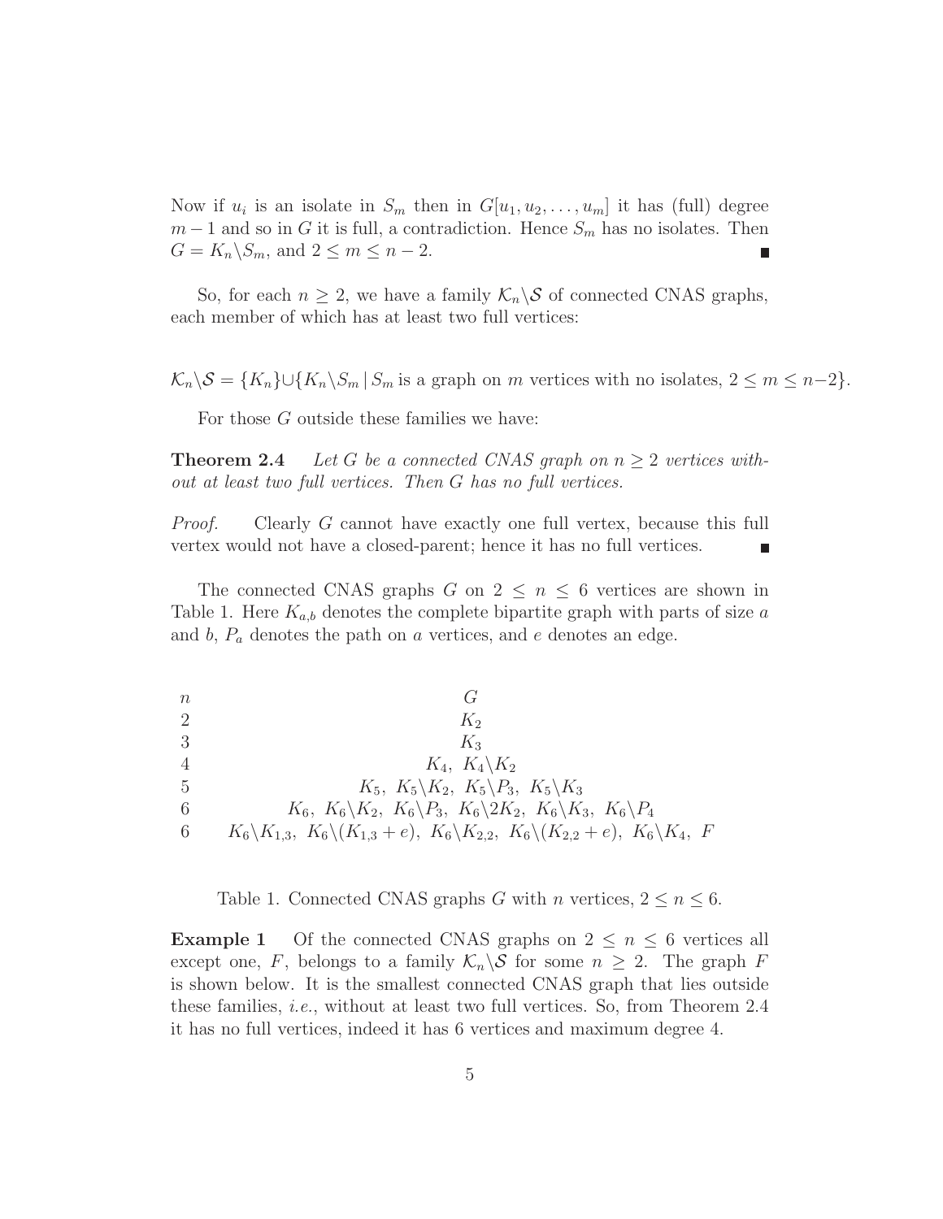Now if $u_i$ is an isolate in $S_m$ then in $G[u_1, u_2, \ldots, u_m]$ it has (full) degree $m-1$ and so in $G$ it is full, a contradiction. Hence $S_m$ has no isolates. Then $G = K_n \backslash S_m$, and $2 \leq m \leq n-2$. ∎

So, for each $n \geq 2$, we have a family $\mathcal{K}_n \backslash \mathcal{S}$ of connected CNAS graphs, each member of which has at least two full vertices:

$$\mathcal{K}_n \backslash \mathcal{S} = \{K_n\} \cup \{K_n \backslash S_m \mid S_m \text{ is a graph on } m \text{ vertices with no isolates, } 2 \leq m \leq n-2\}.$$

For those $G$ outside these families we have:

**Theorem 2.4** *Let $G$ be a connected CNAS graph on $n \geq 2$ vertices without at least two full vertices. Then $G$ has no full vertices.*

*Proof.* Clearly $G$ cannot have exactly one full vertex, because this full vertex would not have a closed-parent; hence it has no full vertices. ∎

The connected CNAS graphs $G$ on $2 \leq n \leq 6$ vertices are shown in Table 1. Here $K_{a,b}$ denotes the complete bipartite graph with parts of size $a$ and $b$, $P_a$ denotes the path on $a$ vertices, and $e$ denotes an edge.

| $n$ | $G$ |
|---|---|
| 2 | $K_2$ |
| 3 | $K_3$ |
| 4 | $K_4,\ K_4 \backslash K_2$ |
| 5 | $K_5,\ K_5 \backslash K_2,\ K_5 \backslash P_3,\ K_5 \backslash K_3$ |
| 6 | $K_6,\ K_6 \backslash K_2,\ K_6 \backslash P_3,\ K_6 \backslash 2K_2,\ K_6 \backslash K_3,\ K_6 \backslash P_4$ |
| 6 | $K_6 \backslash K_{1,3},\ K_6 \backslash (K_{1,3}+e),\ K_6 \backslash K_{2,2},\ K_6 \backslash (K_{2,2}+e),\ K_6 \backslash K_4,\ F$ |

Table 1. Connected CNAS graphs $G$ with $n$ vertices, $2 \leq n \leq 6$.

**Example 1** Of the connected CNAS graphs on $2 \leq n \leq 6$ vertices all except one, $F$, belongs to a family $\mathcal{K}_n \backslash \mathcal{S}$ for some $n \geq 2$. The graph $F$ is shown below. It is the smallest connected CNAS graph that lies outside these families, *i.e.*, without at least two full vertices. So, from Theorem 2.4 it has no full vertices, indeed it has 6 vertices and maximum degree 4.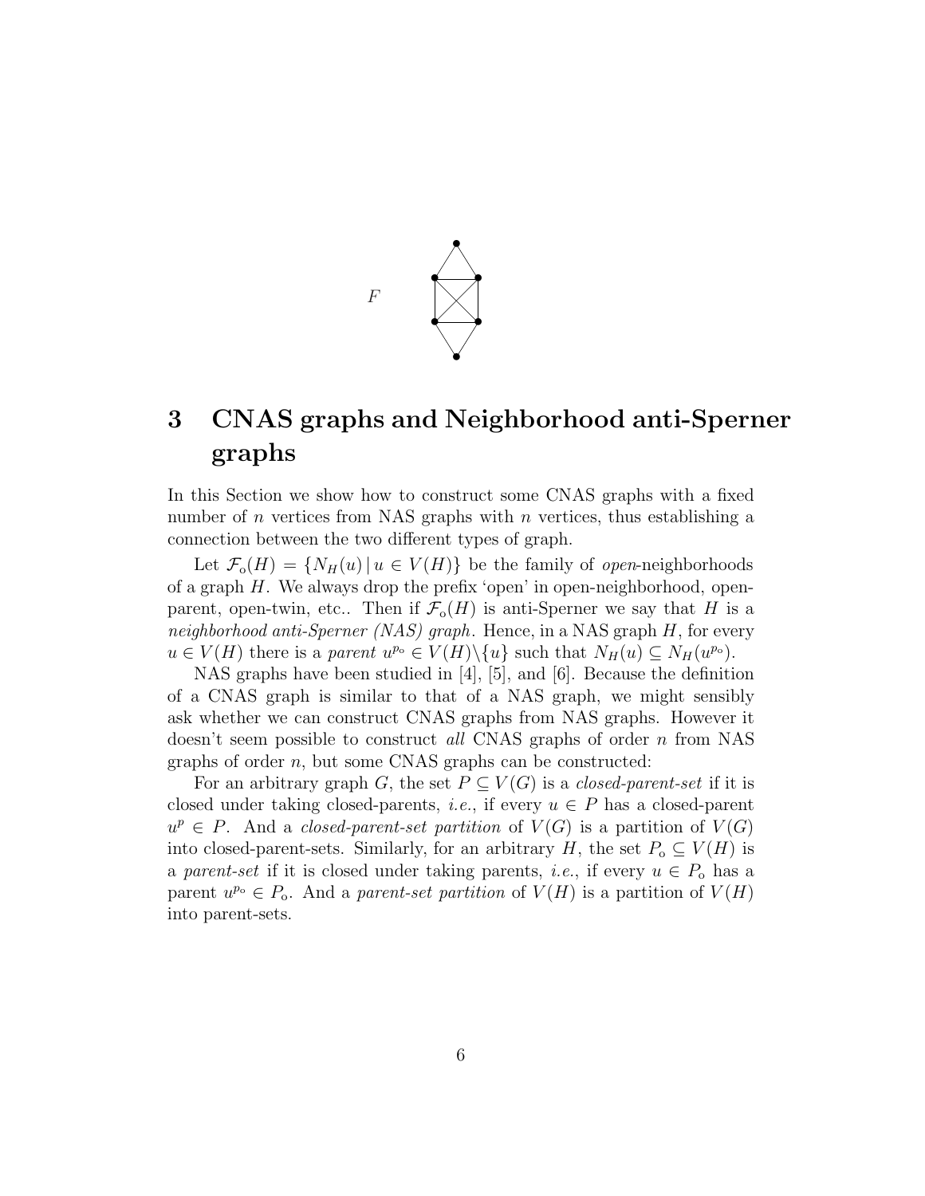*F*

# 3 CNAS graphs and Neighborhood anti-Sperner graphs

In this Section we show how to construct some CNAS graphs with a fixed number of $n$ vertices from NAS graphs with $n$ vertices, thus establishing a connection between the two different types of graph.

Let $\mathcal{F}_\mathrm{o}(H) = \{N_H(u) \,|\, u \in V(H)\}$ be the family of *open*-neighborhoods of a graph $H$. We always drop the prefix 'open' in open-neighborhood, open-parent, open-twin, etc.. Then if $\mathcal{F}_\mathrm{o}(H)$ is anti-Sperner we say that $H$ is a *neighborhood anti-Sperner (NAS) graph*. Hence, in a NAS graph $H$, for every $u \in V(H)$ there is a *parent* $u^{p_\mathrm{o}} \in V(H)\backslash\{u\}$ such that $N_H(u) \subseteq N_H(u^{p_\mathrm{o}})$.

NAS graphs have been studied in [4], [5], and [6]. Because the definition of a CNAS graph is similar to that of a NAS graph, we might sensibly ask whether we can construct CNAS graphs from NAS graphs. However it doesn't seem possible to construct *all* CNAS graphs of order $n$ from NAS graphs of order $n$, but some CNAS graphs can be constructed:

For an arbitrary graph $G$, the set $P \subseteq V(G)$ is a *closed-parent-set* if it is closed under taking closed-parents, *i.e.*, if every $u \in P$ has a closed-parent $u^p \in P$. And a *closed-parent-set partition* of $V(G)$ is a partition of $V(G)$ into closed-parent-sets. Similarly, for an arbitrary $H$, the set $P_\mathrm{o} \subseteq V(H)$ is a *parent-set* if it is closed under taking parents, *i.e.*, if every $u \in P_\mathrm{o}$ has a parent $u^{p_\mathrm{o}} \in P_\mathrm{o}$. And a *parent-set partition* of $V(H)$ is a partition of $V(H)$ into parent-sets.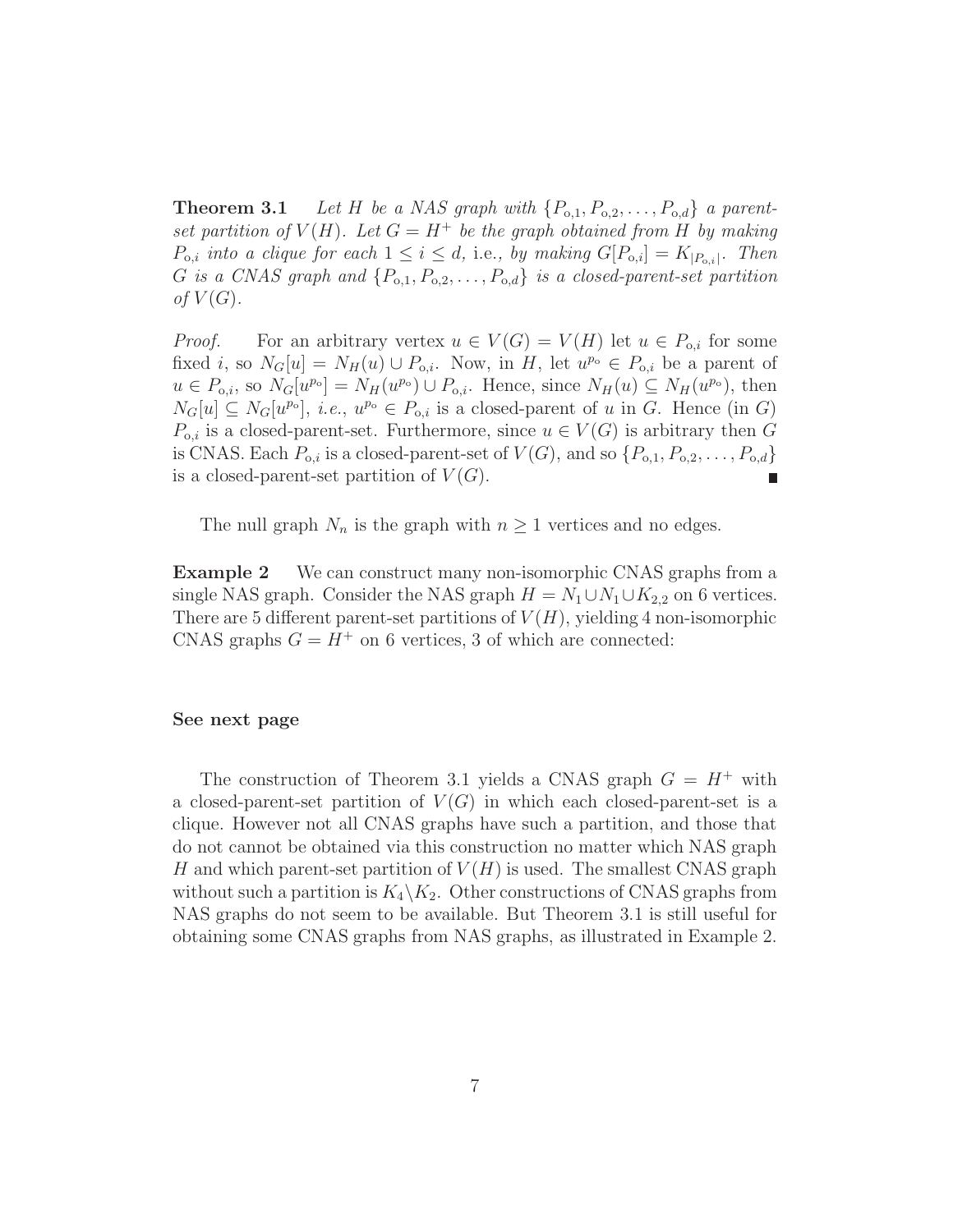**Theorem 3.1** *Let $H$ be a NAS graph with $\{P_{o,1}, P_{o,2}, \ldots, P_{o,d}\}$ a parent-set partition of $V(H)$. Let $G = H^+$ be the graph obtained from $H$ by making $P_{o,i}$ into a clique for each $1 \leq i \leq d$,* i.e., *by making $G[P_{o,i}] = K_{|P_{o,i}|}$. Then $G$ is a CNAS graph and $\{P_{o,1}, P_{o,2}, \ldots, P_{o,d}\}$ is a closed-parent-set partition of $V(G)$.*

*Proof.* For an arbitrary vertex $u \in V(G) = V(H)$ let $u \in P_{o,i}$ for some fixed $i$, so $N_G[u] = N_H(u) \cup P_{o,i}$. Now, in $H$, let $u^{p_o} \in P_{o,i}$ be a parent of $u \in P_{o,i}$, so $N_G[u^{p_o}] = N_H(u^{p_o}) \cup P_{o,i}$. Hence, since $N_H(u) \subseteq N_H(u^{p_o})$, then $N_G[u] \subseteq N_G[u^{p_o}]$, *i.e.*, $u^{p_o} \in P_{o,i}$ is a closed-parent of $u$ in $G$. Hence (in $G$) $P_{o,i}$ is a closed-parent-set. Furthermore, since $u \in V(G)$ is arbitrary then $G$ is CNAS. Each $P_{o,i}$ is a closed-parent-set of $V(G)$, and so $\{P_{o,1}, P_{o,2}, \ldots, P_{o,d}\}$ is a closed-parent-set partition of $V(G)$. ■

The null graph $N_n$ is the graph with $n \geq 1$ vertices and no edges.

**Example 2** We can construct many non-isomorphic CNAS graphs from a single NAS graph. Consider the NAS graph $H = N_1 \cup N_1 \cup K_{2,2}$ on 6 vertices. There are 5 different parent-set partitions of $V(H)$, yielding 4 non-isomorphic CNAS graphs $G = H^+$ on 6 vertices, 3 of which are connected:

**See next page**

The construction of Theorem 3.1 yields a CNAS graph $G = H^+$ with a closed-parent-set partition of $V(G)$ in which each closed-parent-set is a clique. However not all CNAS graphs have such a partition, and those that do not cannot be obtained via this construction no matter which NAS graph $H$ and which parent-set partition of $V(H)$ is used. The smallest CNAS graph without such a partition is $K_4 \backslash K_2$. Other constructions of CNAS graphs from NAS graphs do not seem to be available. But Theorem 3.1 is still useful for obtaining some CNAS graphs from NAS graphs, as illustrated in Example 2.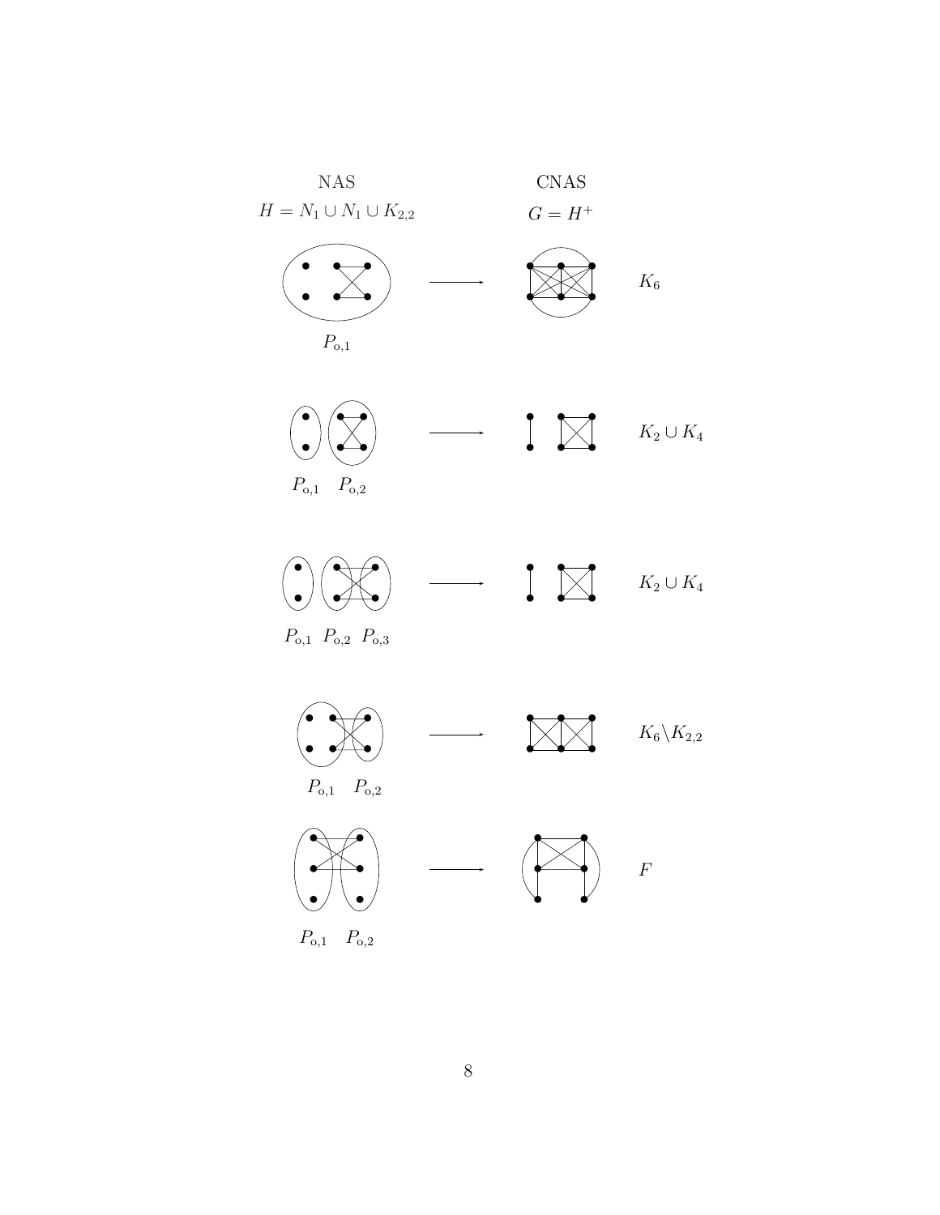NAS

$H = N_1 \cup N_1 \cup K_{2,2}$

CNAS

$G = H^+$

$P_{\mathrm{o},1}$

$K_6$

$P_{\mathrm{o},1}$ $P_{\mathrm{o},2}$

$K_2 \cup K_4$

$P_{\mathrm{o},1}$ $P_{\mathrm{o},2}$ $P_{\mathrm{o},3}$

$K_2 \cup K_4$

$P_{\mathrm{o},1}$ $P_{\mathrm{o},2}$

$K_6 \backslash K_{2,2}$

$P_{\mathrm{o},1}$ $P_{\mathrm{o},2}$

$F$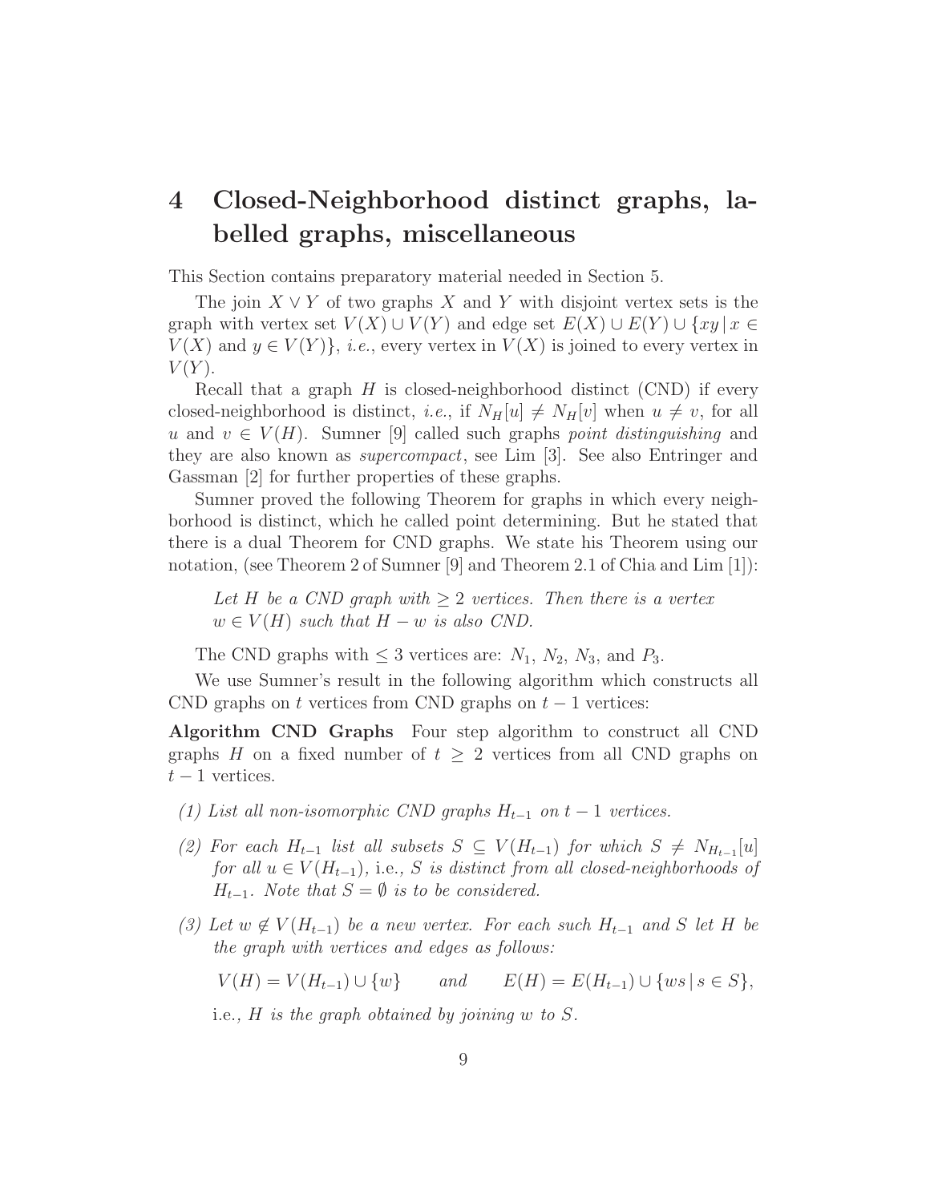# 4 Closed-Neighborhood distinct graphs, labelled graphs, miscellaneous

This Section contains preparatory material needed in Section 5.

The join $X \vee Y$ of two graphs $X$ and $Y$ with disjoint vertex sets is the graph with vertex set $V(X) \cup V(Y)$ and edge set $E(X) \cup E(Y) \cup \{xy \mid x \in V(X) \text{ and } y \in V(Y)\}$, *i.e.*, every vertex in $V(X)$ is joined to every vertex in $V(Y)$.

Recall that a graph $H$ is closed-neighborhood distinct (CND) if every closed-neighborhood is distinct, *i.e.*, if $N_H[u] \neq N_H[v]$ when $u \neq v$, for all $u$ and $v \in V(H)$. Sumner [9] called such graphs *point distinguishing* and they are also known as *supercompact*, see Lim [3]. See also Entringer and Gassman [2] for further properties of these graphs.

Sumner proved the following Theorem for graphs in which every neighborhood is distinct, which he called point determining. But he stated that there is a dual Theorem for CND graphs. We state his Theorem using our notation, (see Theorem 2 of Sumner [9] and Theorem 2.1 of Chia and Lim [1]):

> *Let $H$ be a CND graph with $\geq 2$ vertices. Then there is a vertex $w \in V(H)$ such that $H - w$ is also CND.*

The CND graphs with $\leq 3$ vertices are: $N_1$, $N_2$, $N_3$, and $P_3$.

We use Sumner's result in the following algorithm which constructs all CND graphs on $t$ vertices from CND graphs on $t-1$ vertices:

**Algorithm CND Graphs** Four step algorithm to construct all CND graphs $H$ on a fixed number of $t \geq 2$ vertices from all CND graphs on $t-1$ vertices.

*(1) List all non-isomorphic CND graphs $H_{t-1}$ on $t-1$ vertices.*

*(2) For each $H_{t-1}$ list all subsets $S \subseteq V(H_{t-1})$ for which $S \neq N_{H_{t-1}}[u]$ for all $u \in V(H_{t-1})$,* i.e., *$S$ is distinct from all closed-neighborhoods of $H_{t-1}$. Note that $S = \emptyset$ is to be considered.*

*(3) Let $w \notin V(H_{t-1})$ be a new vertex. For each such $H_{t-1}$ and $S$ let $H$ be the graph with vertices and edges as follows:*

$$V(H) = V(H_{t-1}) \cup \{w\} \qquad \textit{and} \qquad E(H) = E(H_{t-1}) \cup \{ws \mid s \in S\},$$

i.e., *$H$ is the graph obtained by joining $w$ to $S$.*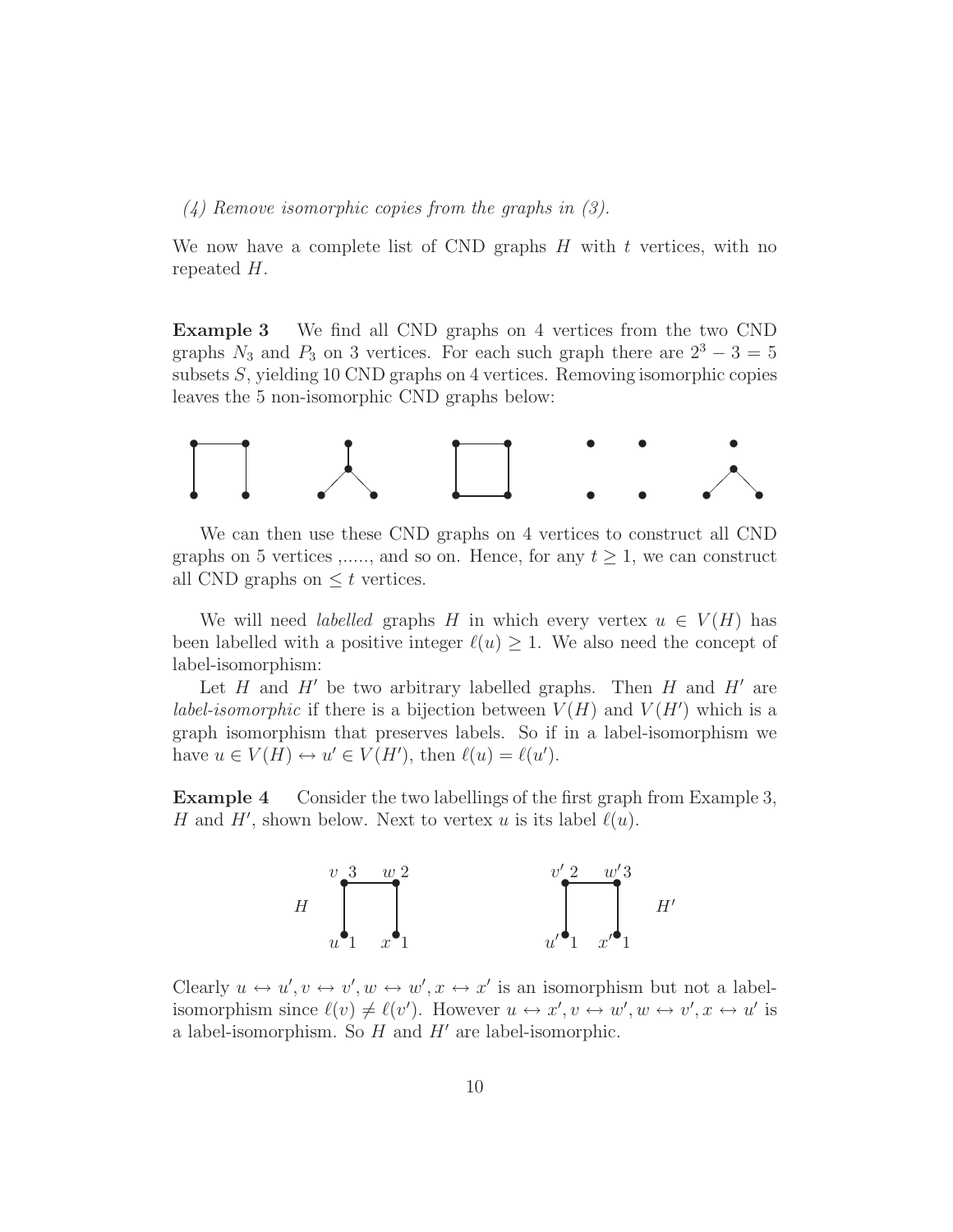*(4) Remove isomorphic copies from the graphs in (3).*

We now have a complete list of CND graphs $H$ with $t$ vertices, with no repeated $H$.

**Example 3** We find all CND graphs on 4 vertices from the two CND graphs $N_3$ and $P_3$ on 3 vertices. For each such graph there are $2^3 - 3 = 5$ subsets $S$, yielding 10 CND graphs on 4 vertices. Removing isomorphic copies leaves the 5 non-isomorphic CND graphs below:

We can then use these CND graphs on 4 vertices to construct all CND graphs on 5 vertices ,....., and so on. Hence, for any $t \geq 1$, we can construct all CND graphs on $\leq t$ vertices.

We will need *labelled* graphs $H$ in which every vertex $u \in V(H)$ has been labelled with a positive integer $\ell(u) \geq 1$. We also need the concept of label-isomorphism:

Let $H$ and $H'$ be two arbitrary labelled graphs. Then $H$ and $H'$ are *label-isomorphic* if there is a bijection between $V(H)$ and $V(H')$ which is a graph isomorphism that preserves labels. So if in a label-isomorphism we have $u \in V(H) \leftrightarrow u' \in V(H')$, then $\ell(u) = \ell(u')$.

**Example 4** Consider the two labellings of the first graph from Example 3, $H$ and $H'$, shown below. Next to vertex $u$ is its label $\ell(u)$.

Clearly $u \leftrightarrow u', v \leftrightarrow v', w \leftrightarrow w', x \leftrightarrow x'$ is an isomorphism but not a label-isomorphism since $\ell(v) \neq \ell(v')$. However $u \leftrightarrow x', v \leftrightarrow w', w \leftrightarrow v', x \leftrightarrow u'$ is a label-isomorphism. So $H$ and $H'$ are label-isomorphic.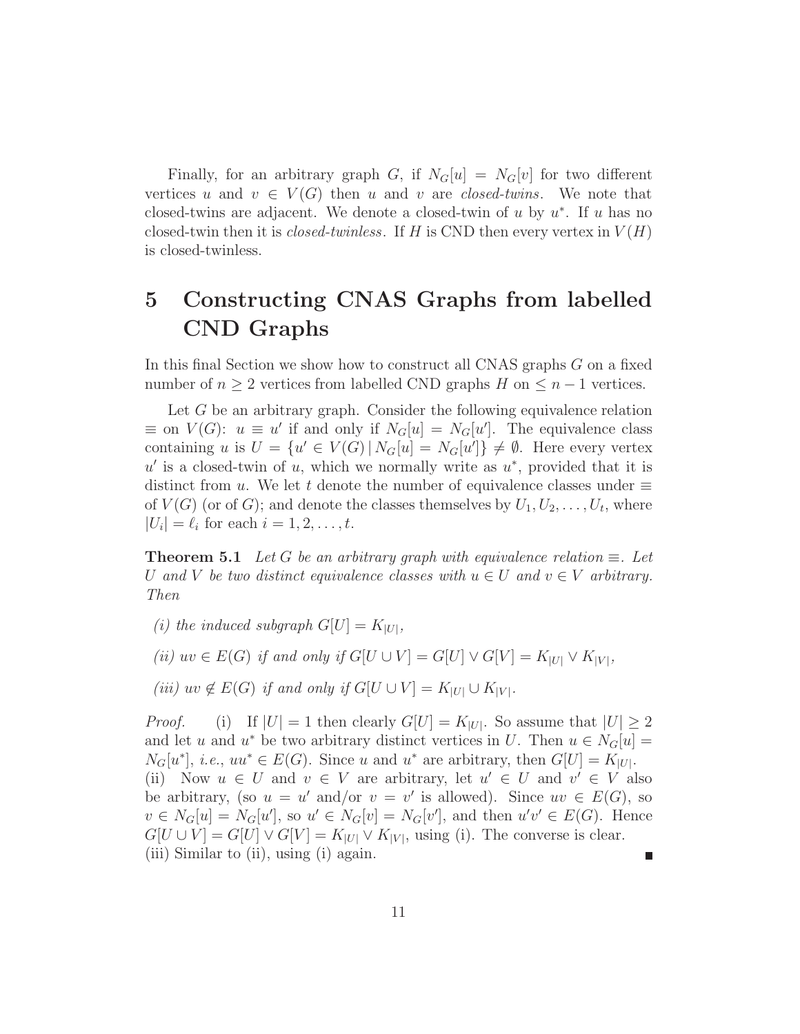Finally, for an arbitrary graph $G$, if $N_G[u] = N_G[v]$ for two different vertices $u$ and $v \in V(G)$ then $u$ and $v$ are *closed-twins*. We note that closed-twins are adjacent. We denote a closed-twin of $u$ by $u^*$. If $u$ has no closed-twin then it is *closed-twinless*. If $H$ is CND then every vertex in $V(H)$ is closed-twinless.

# 5 Constructing CNAS Graphs from labelled CND Graphs

In this final Section we show how to construct all CNAS graphs $G$ on a fixed number of $n \geq 2$ vertices from labelled CND graphs $H$ on $\leq n-1$ vertices.

Let $G$ be an arbitrary graph. Consider the following equivalence relation $\equiv$ on $V(G)$: $u \equiv u'$ if and only if $N_G[u] = N_G[u']$. The equivalence class containing $u$ is $U = \{u' \in V(G) \,|\, N_G[u] = N_G[u']\} \neq \emptyset$. Here every vertex $u'$ is a closed-twin of $u$, which we normally write as $u^*$, provided that it is distinct from $u$. We let $t$ denote the number of equivalence classes under $\equiv$ of $V(G)$ (or of $G$); and denote the classes themselves by $U_1, U_2, \ldots, U_t$, where $|U_i| = \ell_i$ for each $i = 1, 2, \ldots, t$.

**Theorem 5.1** *Let $G$ be an arbitrary graph with equivalence relation $\equiv$. Let $U$ and $V$ be two distinct equivalence classes with $u \in U$ and $v \in V$ arbitrary. Then*

*(i) the induced subgraph $G[U] = K_{|U|}$,*

*(ii) $uv \in E(G)$ if and only if $G[U \cup V] = G[U] \vee G[V] = K_{|U|} \vee K_{|V|}$,*

*(iii) $uv \notin E(G)$ if and only if $G[U \cup V] = K_{|U|} \cup K_{|V|}$.*

*Proof.* (i) If $|U| = 1$ then clearly $G[U] = K_{|U|}$. So assume that $|U| \geq 2$ and let $u$ and $u^*$ be two arbitrary distinct vertices in $U$. Then $u \in N_G[u] = N_G[u^*]$, *i.e.*, $uu^* \in E(G)$. Since $u$ and $u^*$ are arbitrary, then $G[U] = K_{|U|}$.
(ii) Now $u \in U$ and $v \in V$ are arbitrary, let $u' \in U$ and $v' \in V$ also be arbitrary, (so $u = u'$ and/or $v = v'$ is allowed). Since $uv \in E(G)$, so $v \in N_G[u] = N_G[u']$, so $u' \in N_G[v] = N_G[v']$, and then $u'v' \in E(G)$. Hence $G[U \cup V] = G[U] \vee G[V] = K_{|U|} \vee K_{|V|}$, using (i). The converse is clear.
(iii) Similar to (ii), using (i) again. ∎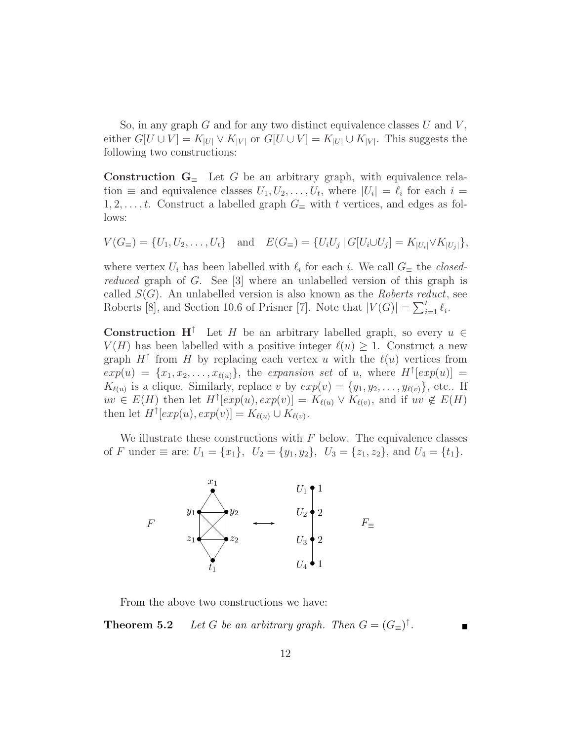So, in any graph $G$ and for any two distinct equivalence classes $U$ and $V$, either $G[U \cup V] = K_{|U|} \vee K_{|V|}$ or $G[U \cup V] = K_{|U|} \cup K_{|V|}$. This suggests the following two constructions:

**Construction $\mathbf{G}_{\equiv}$** Let $G$ be an arbitrary graph, with equivalence relation $\equiv$ and equivalence classes $U_1, U_2, \ldots, U_t$, where $|U_i| = \ell_i$ for each $i = 1, 2, \ldots, t$. Construct a labelled graph $G_{\equiv}$ with $t$ vertices, and edges as follows:

$$V(G_{\equiv}) = \{U_1, U_2, \ldots, U_t\} \quad \text{and} \quad E(G_{\equiv}) = \{U_iU_j \mid G[U_i \cup U_j] = K_{|U_i|} \vee K_{|U_j|}\},$$

where vertex $U_i$ has been labelled with $\ell_i$ for each $i$. We call $G_{\equiv}$ the *closed-reduced* graph of $G$. See [3] where an unlabelled version of this graph is called $S(G)$. An unlabelled version is also known as the *Roberts reduct*, see Roberts [8], and Section 10.6 of Prisner [7]. Note that $|V(G)| = \sum_{i=1}^{t} \ell_i$.

**Construction $\mathbf{H}^{\uparrow}$** Let $H$ be an arbitrary labelled graph, so every $u \in V(H)$ has been labelled with a positive integer $\ell(u) \geq 1$. Construct a new graph $H^{\uparrow}$ from $H$ by replacing each vertex $u$ with the $\ell(u)$ vertices from $exp(u) = \{x_1, x_2, \ldots, x_{\ell(u)}\}$, the *expansion set* of $u$, where $H^{\uparrow}[exp(u)] = K_{\ell(u)}$ is a clique. Similarly, replace $v$ by $exp(v) = \{y_1, y_2, \ldots, y_{\ell(v)}\}$, etc.. If $uv \in E(H)$ then let $H^{\uparrow}[exp(u), exp(v)] = K_{\ell(u)} \vee K_{\ell(v)}$, and if $uv \notin E(H)$ then let $H^{\uparrow}[exp(u), exp(v)] = K_{\ell(u)} \cup K_{\ell(v)}$.

We illustrate these constructions with $F$ below. The equivalence classes of $F$ under $\equiv$ are: $U_1 = \{x_1\}$, $U_2 = \{y_1, y_2\}$, $U_3 = \{z_1, z_2\}$, and $U_4 = \{t_1\}$.

From the above two constructions we have:

**Theorem 5.2** *Let $G$ be an arbitrary graph. Then $G = (G_{\equiv})^{\uparrow}$.* ∎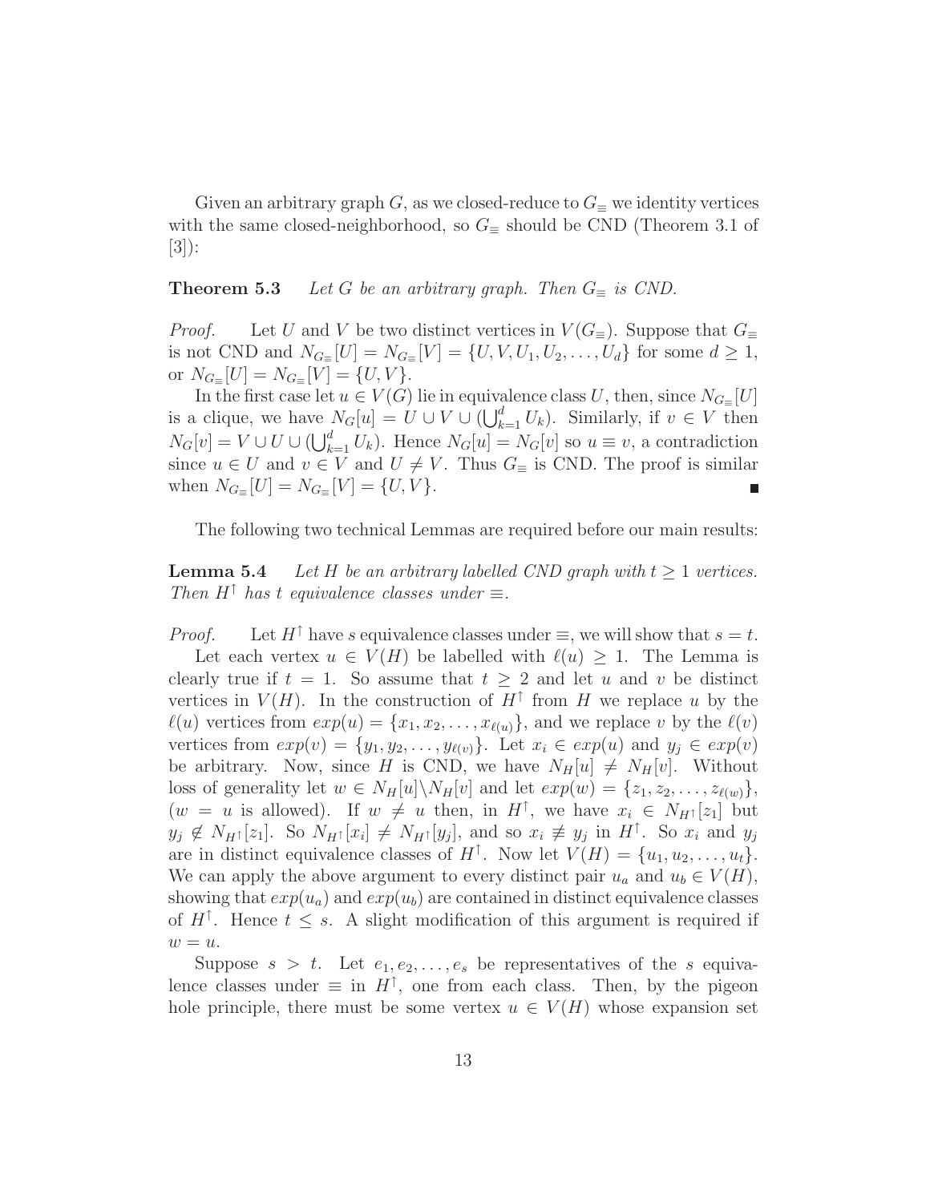Given an arbitrary graph $G$, as we closed-reduce to $G_{\equiv}$ we identity vertices with the same closed-neighborhood, so $G_{\equiv}$ should be CND (Theorem 3.1 of [3]):

**Theorem 5.3** *Let $G$ be an arbitrary graph. Then $G_{\equiv}$ is CND.*

*Proof.* Let $U$ and $V$ be two distinct vertices in $V(G_{\equiv})$. Suppose that $G_{\equiv}$ is not CND and $N_{G_{\equiv}}[U] = N_{G_{\equiv}}[V] = \{U, V, U_1, U_2, \ldots, U_d\}$ for some $d \geq 1$, or $N_{G_{\equiv}}[U] = N_{G_{\equiv}}[V] = \{U, V\}$.

In the first case let $u \in V(G)$ lie in equivalence class $U$, then, since $N_{G_{\equiv}}[U]$ is a clique, we have $N_G[u] = U \cup V \cup (\bigcup_{k=1}^{d} U_k)$. Similarly, if $v \in V$ then $N_G[v] = V \cup U \cup (\bigcup_{k=1}^{d} U_k)$. Hence $N_G[u] = N_G[v]$ so $u \equiv v$, a contradiction since $u \in U$ and $v \in V$ and $U \neq V$. Thus $G_{\equiv}$ is CND. The proof is similar when $N_{G_{\equiv}}[U] = N_{G_{\equiv}}[V] = \{U, V\}$. ■

The following two technical Lemmas are required before our main results:

**Lemma 5.4** *Let $H$ be an arbitrary labelled CND graph with $t \geq 1$ vertices. Then $H^{\uparrow}$ has $t$ equivalence classes under $\equiv$.*

*Proof.* Let $H^{\uparrow}$ have $s$ equivalence classes under $\equiv$, we will show that $s = t$.

Let each vertex $u \in V(H)$ be labelled with $\ell(u) \geq 1$. The Lemma is clearly true if $t = 1$. So assume that $t \geq 2$ and let $u$ and $v$ be distinct vertices in $V(H)$. In the construction of $H^{\uparrow}$ from $H$ we replace $u$ by the $\ell(u)$ vertices from $exp(u) = \{x_1, x_2, \ldots, x_{\ell(u)}\}$, and we replace $v$ by the $\ell(v)$ vertices from $exp(v) = \{y_1, y_2, \ldots, y_{\ell(v)}\}$. Let $x_i \in exp(u)$ and $y_j \in exp(v)$ be arbitrary. Now, since $H$ is CND, we have $N_H[u] \neq N_H[v]$. Without loss of generality let $w \in N_H[u] \backslash N_H[v]$ and let $exp(w) = \{z_1, z_2, \ldots, z_{\ell(w)}\}$, ($w = u$ is allowed). If $w \neq u$ then, in $H^{\uparrow}$, we have $x_i \in N_{H^{\uparrow}}[z_1]$ but $y_j \notin N_{H^{\uparrow}}[z_1]$. So $N_{H^{\uparrow}}[x_i] \neq N_{H^{\uparrow}}[y_j]$, and so $x_i \not\equiv y_j$ in $H^{\uparrow}$. So $x_i$ and $y_j$ are in distinct equivalence classes of $H^{\uparrow}$. Now let $V(H) = \{u_1, u_2, \ldots, u_t\}$. We can apply the above argument to every distinct pair $u_a$ and $u_b \in V(H)$, showing that $exp(u_a)$ and $exp(u_b)$ are contained in distinct equivalence classes of $H^{\uparrow}$. Hence $t \leq s$. A slight modification of this argument is required if $w = u$.

Suppose $s > t$. Let $e_1, e_2, \ldots, e_s$ be representatives of the $s$ equivalence classes under $\equiv$ in $H^{\uparrow}$, one from each class. Then, by the pigeon hole principle, there must be some vertex $u \in V(H)$ whose expansion set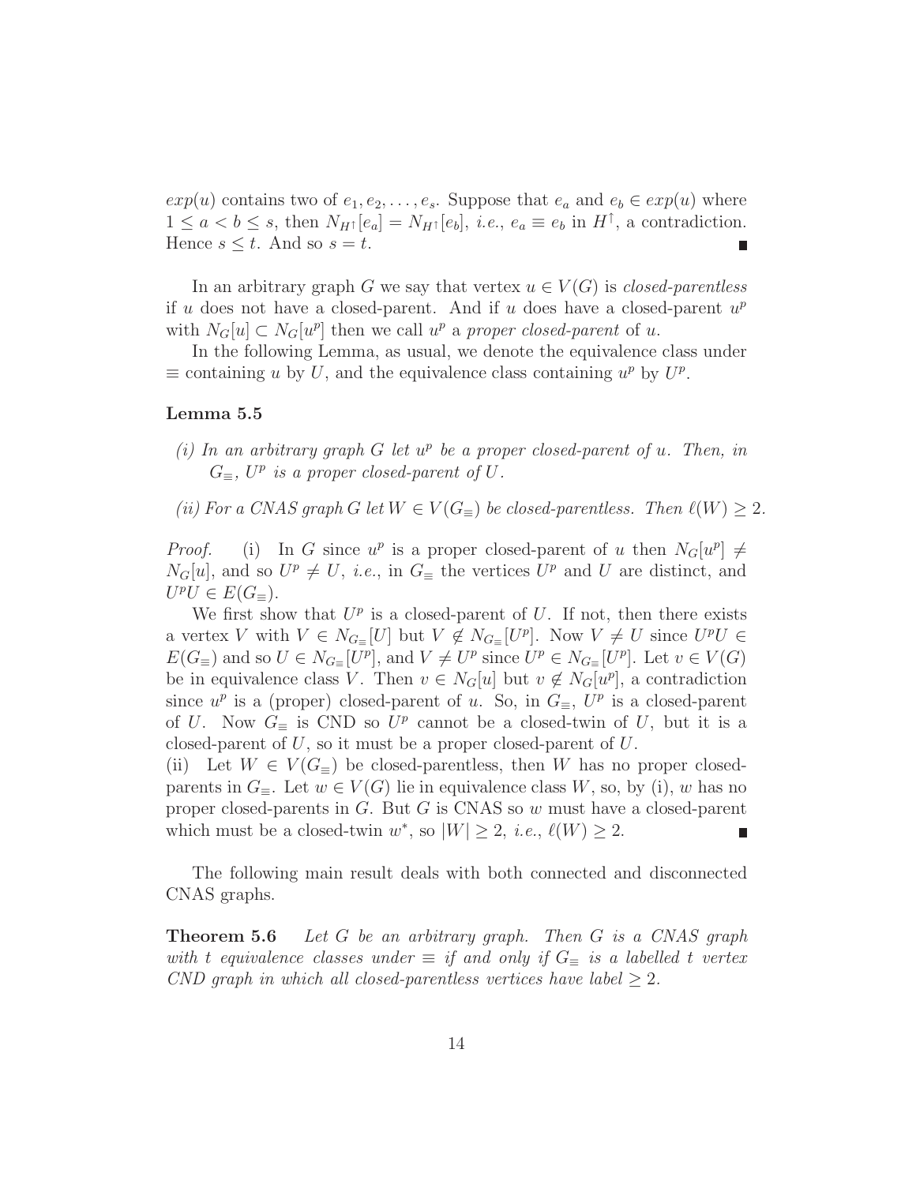$exp(u)$ contains two of $e_1, e_2, \ldots, e_s$. Suppose that $e_a$ and $e_b \in exp(u)$ where $1 \le a < b \le s$, then $N_{H^\uparrow}[e_a] = N_{H^\uparrow}[e_b]$, *i.e.*, $e_a \equiv e_b$ in $H^\uparrow$, a contradiction. Hence $s \le t$. And so $s = t$. ∎

In an arbitrary graph $G$ we say that vertex $u \in V(G)$ is *closed-parentless* if $u$ does not have a closed-parent. And if $u$ does have a closed-parent $u^p$ with $N_G[u] \subset N_G[u^p]$ then we call $u^p$ a *proper closed-parent* of $u$.

In the following Lemma, as usual, we denote the equivalence class under $\equiv$ containing $u$ by $U$, and the equivalence class containing $u^p$ by $U^p$.

**Lemma 5.5**

*(i) In an arbitrary graph $G$ let $u^p$ be a proper closed-parent of $u$. Then, in $G_\equiv$, $U^p$ is a proper closed-parent of $U$.*

*(ii) For a CNAS graph $G$ let $W \in V(G_\equiv)$ be closed-parentless. Then $\ell(W) \ge 2$.*

*Proof.* (i) In $G$ since $u^p$ is a proper closed-parent of $u$ then $N_G[u^p] \neq N_G[u]$, and so $U^p \neq U$, *i.e.*, in $G_\equiv$ the vertices $U^p$ and $U$ are distinct, and $U^pU \in E(G_\equiv)$.

We first show that $U^p$ is a closed-parent of $U$. If not, then there exists a vertex $V$ with $V \in N_{G_\equiv}[U]$ but $V \notin N_{G_\equiv}[U^p]$. Now $V \neq U$ since $U^pU \in E(G_\equiv)$ and so $U \in N_{G_\equiv}[U^p]$, and $V \neq U^p$ since $U^p \in N_{G_\equiv}[U^p]$. Let $v \in V(G)$ be in equivalence class $V$. Then $v \in N_G[u]$ but $v \notin N_G[u^p]$, a contradiction since $u^p$ is a (proper) closed-parent of $u$. So, in $G_\equiv$, $U^p$ is a closed-parent of $U$. Now $G_\equiv$ is CND so $U^p$ cannot be a closed-twin of $U$, but it is a closed-parent of $U$, so it must be a proper closed-parent of $U$.

(ii) Let $W \in V(G_\equiv)$ be closed-parentless, then $W$ has no proper closed-parents in $G_\equiv$. Let $w \in V(G)$ lie in equivalence class $W$, so, by (i), $w$ has no proper closed-parents in $G$. But $G$ is CNAS so $w$ must have a closed-parent which must be a closed-twin $w^*$, so $|W| \ge 2$, *i.e.*, $\ell(W) \ge 2$. ∎

The following main result deals with both connected and disconnected CNAS graphs.

**Theorem 5.6** *Let $G$ be an arbitrary graph. Then $G$ is a CNAS graph with $t$ equivalence classes under $\equiv$ if and only if $G_\equiv$ is a labelled $t$ vertex CND graph in which all closed-parentless vertices have label $\ge 2$.*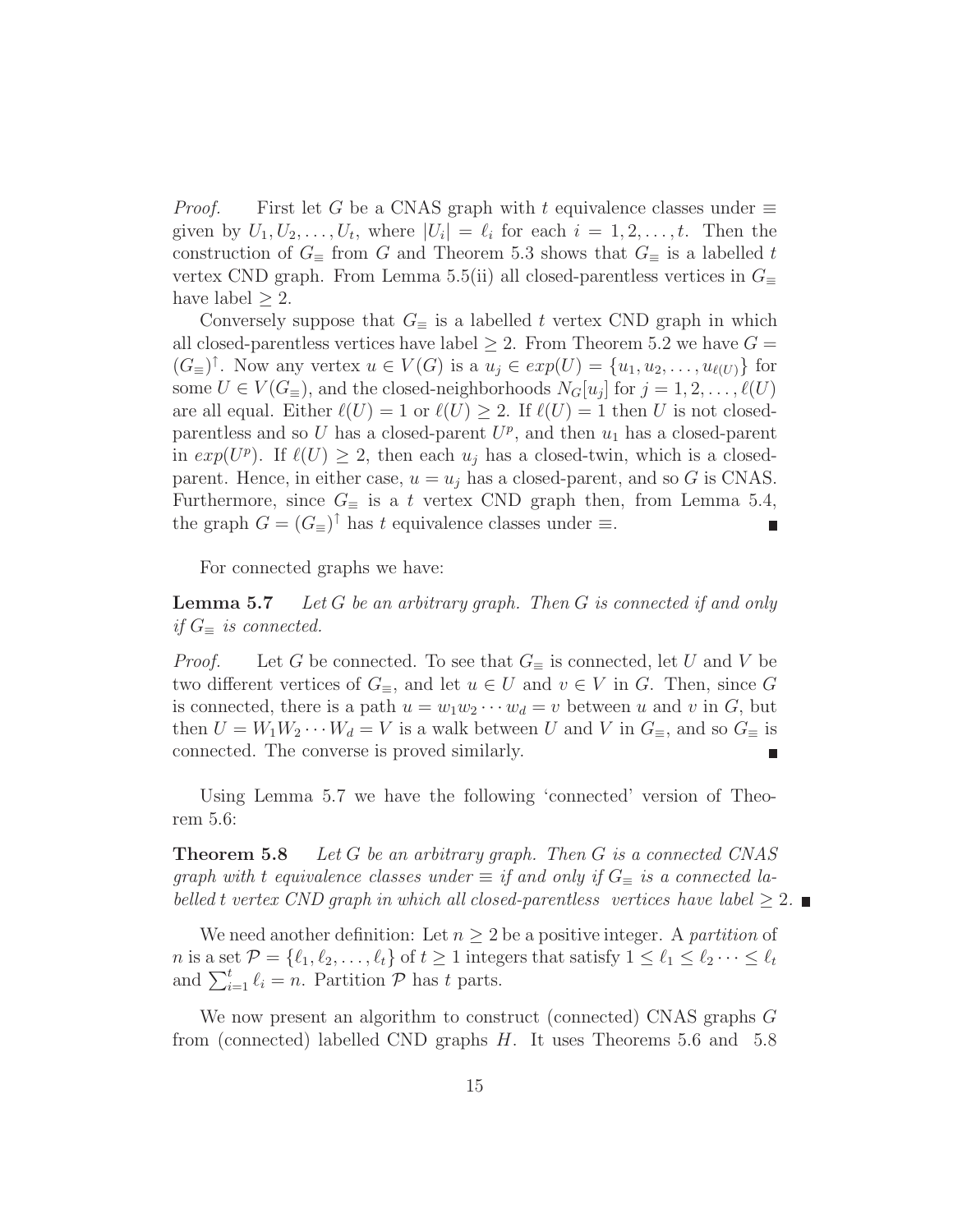*Proof.* First let $G$ be a CNAS graph with $t$ equivalence classes under $\equiv$ given by $U_1, U_2, \ldots, U_t$, where $|U_i| = \ell_i$ for each $i = 1, 2, \ldots, t$. Then the construction of $G_{\equiv}$ from $G$ and Theorem 5.3 shows that $G_{\equiv}$ is a labelled $t$ vertex CND graph. From Lemma 5.5(ii) all closed-parentless vertices in $G_{\equiv}$ have label $\geq 2$.

Conversely suppose that $G_{\equiv}$ is a labelled $t$ vertex CND graph in which all closed-parentless vertices have label $\geq 2$. From Theorem 5.2 we have $G = (G_{\equiv})^{\uparrow}$. Now any vertex $u \in V(G)$ is a $u_j \in exp(U) = \{u_1, u_2, \ldots, u_{\ell(U)}\}$ for some $U \in V(G_{\equiv})$, and the closed-neighborhoods $N_G[u_j]$ for $j = 1, 2, \ldots, \ell(U)$ are all equal. Either $\ell(U) = 1$ or $\ell(U) \geq 2$. If $\ell(U) = 1$ then $U$ is not closed-parentless and so $U$ has a closed-parent $U^p$, and then $u_1$ has a closed-parent in $exp(U^p)$. If $\ell(U) \geq 2$, then each $u_j$ has a closed-twin, which is a closed-parent. Hence, in either case, $u = u_j$ has a closed-parent, and so $G$ is CNAS. Furthermore, since $G_{\equiv}$ is a $t$ vertex CND graph then, from Lemma 5.4, the graph $G = (G_{\equiv})^{\uparrow}$ has $t$ equivalence classes under $\equiv$. ∎

For connected graphs we have:

**Lemma 5.7** *Let $G$ be an arbitrary graph. Then $G$ is connected if and only if $G_{\equiv}$ is connected.*

*Proof.* Let $G$ be connected. To see that $G_{\equiv}$ is connected, let $U$ and $V$ be two different vertices of $G_{\equiv}$, and let $u \in U$ and $v \in V$ in $G$. Then, since $G$ is connected, there is a path $u = w_1 w_2 \cdots w_d = v$ between $u$ and $v$ in $G$, but then $U = W_1 W_2 \cdots W_d = V$ is a walk between $U$ and $V$ in $G_{\equiv}$, and so $G_{\equiv}$ is connected. The converse is proved similarly. ∎

Using Lemma 5.7 we have the following 'connected' version of Theorem 5.6:

**Theorem 5.8** *Let $G$ be an arbitrary graph. Then $G$ is a connected CNAS graph with $t$ equivalence classes under $\equiv$ if and only if $G_{\equiv}$ is a connected labelled $t$ vertex CND graph in which all closed-parentless vertices have label $\geq 2$.* ∎

We need another definition: Let $n \geq 2$ be a positive integer. A *partition* of $n$ is a set $\mathcal{P} = \{\ell_1, \ell_2, \ldots, \ell_t\}$ of $t \geq 1$ integers that satisfy $1 \leq \ell_1 \leq \ell_2 \cdots \leq \ell_t$ and $\sum_{i=1}^{t} \ell_i = n$. Partition $\mathcal{P}$ has $t$ parts.

We now present an algorithm to construct (connected) CNAS graphs $G$ from (connected) labelled CND graphs $H$. It uses Theorems 5.6 and 5.8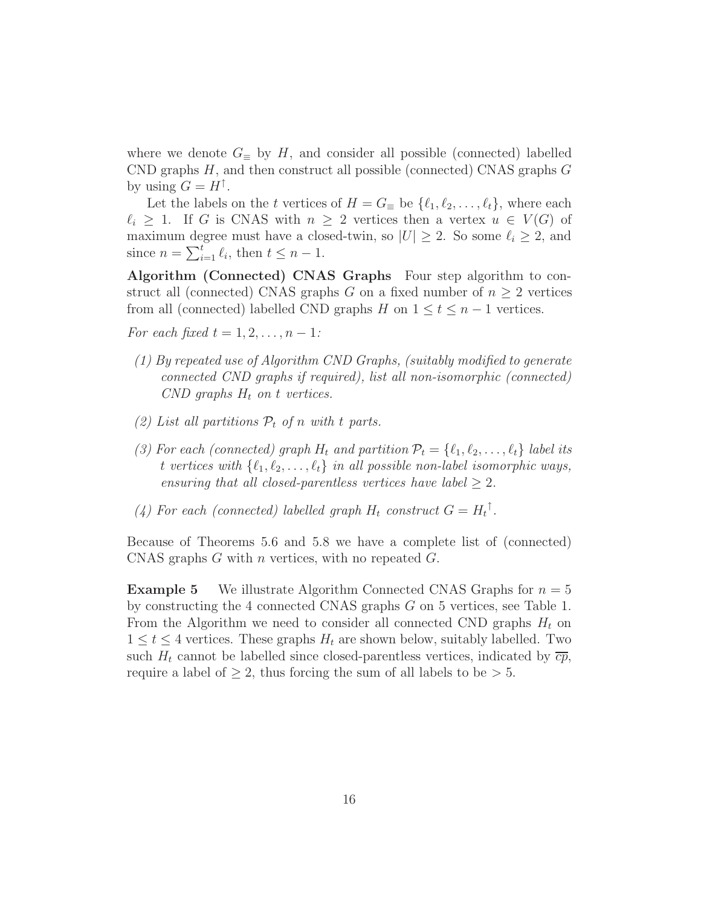where we denote $G_{\equiv}$ by $H$, and consider all possible (connected) labelled CND graphs $H$, and then construct all possible (connected) CNAS graphs $G$ by using $G = H^{\uparrow}$.

Let the labels on the $t$ vertices of $H = G_{\equiv}$ be $\{\ell_1, \ell_2, \ldots, \ell_t\}$, where each $\ell_i \geq 1$. If $G$ is CNAS with $n \geq 2$ vertices then a vertex $u \in V(G)$ of maximum degree must have a closed-twin, so $|U| \geq 2$. So some $\ell_i \geq 2$, and since $n = \sum_{i=1}^{t} \ell_i$, then $t \leq n - 1$.

**Algorithm (Connected) CNAS Graphs** Four step algorithm to construct all (connected) CNAS graphs $G$ on a fixed number of $n \geq 2$ vertices from all (connected) labelled CND graphs $H$ on $1 \leq t \leq n - 1$ vertices.

*For each fixed $t = 1, 2, \ldots, n - 1$:*

*(1) By repeated use of Algorithm CND Graphs, (suitably modified to generate connected CND graphs if required), list all non-isomorphic (connected) CND graphs $H_t$ on $t$ vertices.*

*(2) List all partitions $\mathcal{P}_t$ of $n$ with $t$ parts.*

*(3) For each (connected) graph $H_t$ and partition $\mathcal{P}_t = \{\ell_1, \ell_2, \ldots, \ell_t\}$ label its $t$ vertices with $\{\ell_1, \ell_2, \ldots, \ell_t\}$ in all possible non-label isomorphic ways, ensuring that all closed-parentless vertices have label $\geq 2$.*

*(4) For each (connected) labelled graph $H_t$ construct $G = {H_t}^{\uparrow}$.*

Because of Theorems 5.6 and 5.8 we have a complete list of (connected) CNAS graphs $G$ with $n$ vertices, with no repeated $G$.

**Example 5** We illustrate Algorithm Connected CNAS Graphs for $n = 5$ by constructing the 4 connected CNAS graphs $G$ on 5 vertices, see Table 1. From the Algorithm we need to consider all connected CND graphs $H_t$ on $1 \leq t \leq 4$ vertices. These graphs $H_t$ are shown below, suitably labelled. Two such $H_t$ cannot be labelled since closed-parentless vertices, indicated by $\overline{cp}$, require a label of $\geq 2$, thus forcing the sum of all labels to be $> 5$.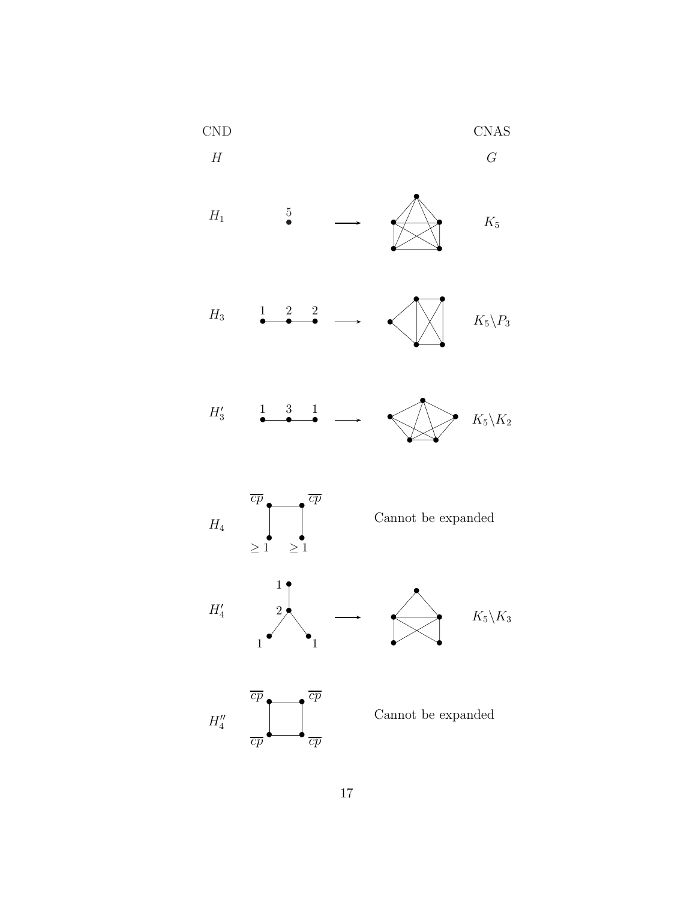| CND $H$ | | CNAS $G$ |
| --- | --- | --- |
| $H_1$ | 5 | $K_5$ |
| $H_3$ | 1 — 2 — 2 | $K_5 \backslash P_3$ |
| $H_3'$ | 1 — 3 — 1 | $K_5 \backslash K_2$ |
| $H_4$ | $\overline{cp}$, $\overline{cp}$, $\geq 1$, $\geq 1$ | Cannot be expanded |
| $H_4'$ | 1, 2, 1, 1 | $K_5 \backslash K_3$ |
| $H_4''$ | $\overline{cp}$, $\overline{cp}$, $\overline{cp}$, $\overline{cp}$ | Cannot be expanded |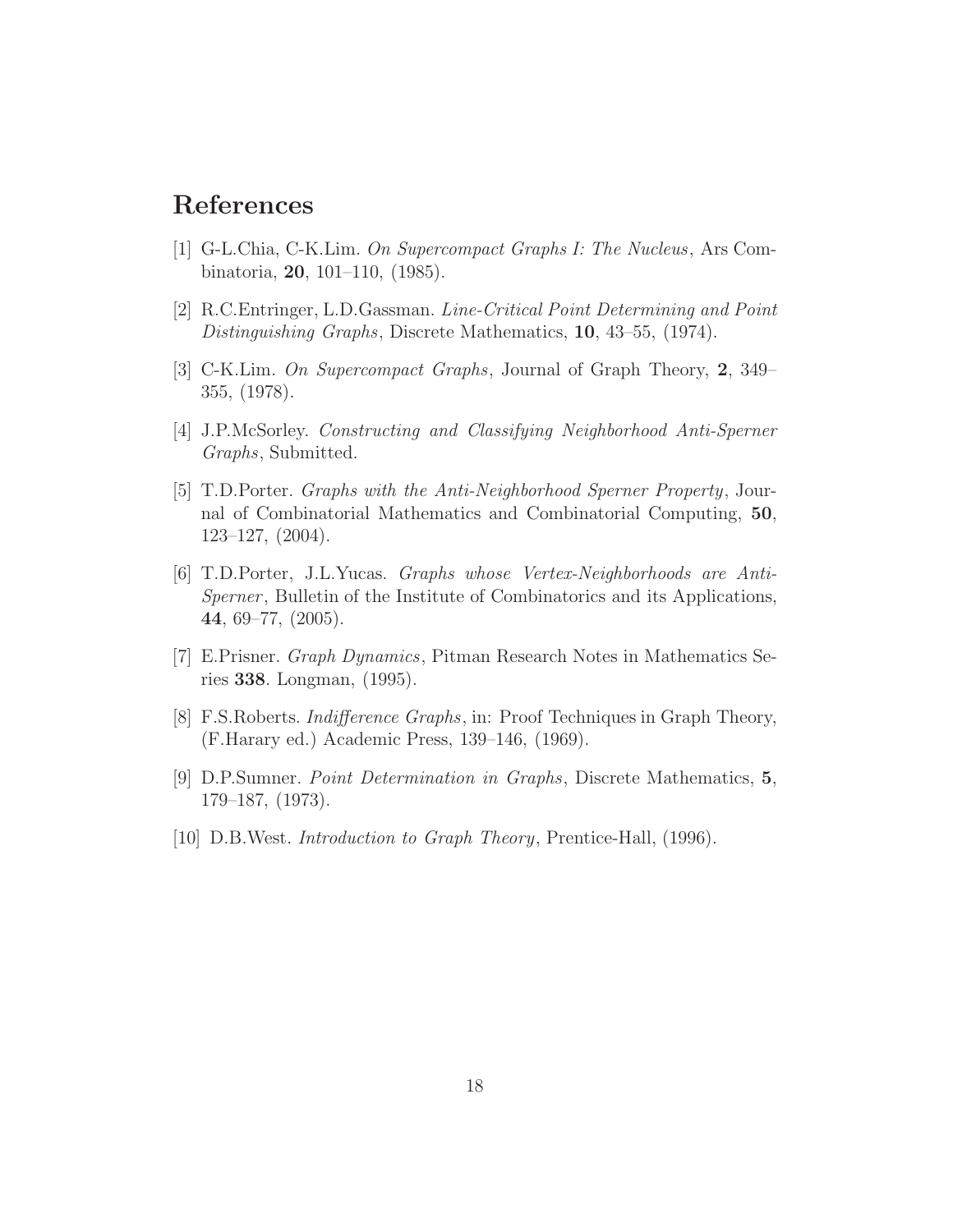## References

[1] G-L.Chia, C-K.Lim. *On Supercompact Graphs I: The Nucleus*, Ars Combinatoria, **20**, 101–110, (1985).

[2] R.C.Entringer, L.D.Gassman. *Line-Critical Point Determining and Point Distinguishing Graphs*, Discrete Mathematics, **10**, 43–55, (1974).

[3] C-K.Lim. *On Supercompact Graphs*, Journal of Graph Theory, **2**, 349–355, (1978).

[4] J.P.McSorley. *Constructing and Classifying Neighborhood Anti-Sperner Graphs*, Submitted.

[5] T.D.Porter. *Graphs with the Anti-Neighborhood Sperner Property*, Journal of Combinatorial Mathematics and Combinatorial Computing, **50**, 123–127, (2004).

[6] T.D.Porter, J.L.Yucas. *Graphs whose Vertex-Neighborhoods are Anti-Sperner*, Bulletin of the Institute of Combinatorics and its Applications, **44**, 69–77, (2005).

[7] E.Prisner. *Graph Dynamics*, Pitman Research Notes in Mathematics Series **338**. Longman, (1995).

[8] F.S.Roberts. *Indifference Graphs*, in: Proof Techniques in Graph Theory, (F.Harary ed.) Academic Press, 139–146, (1969).

[9] D.P.Sumner. *Point Determination in Graphs*, Discrete Mathematics, **5**, 179–187, (1973).

[10] D.B.West. *Introduction to Graph Theory*, Prentice-Hall, (1996).